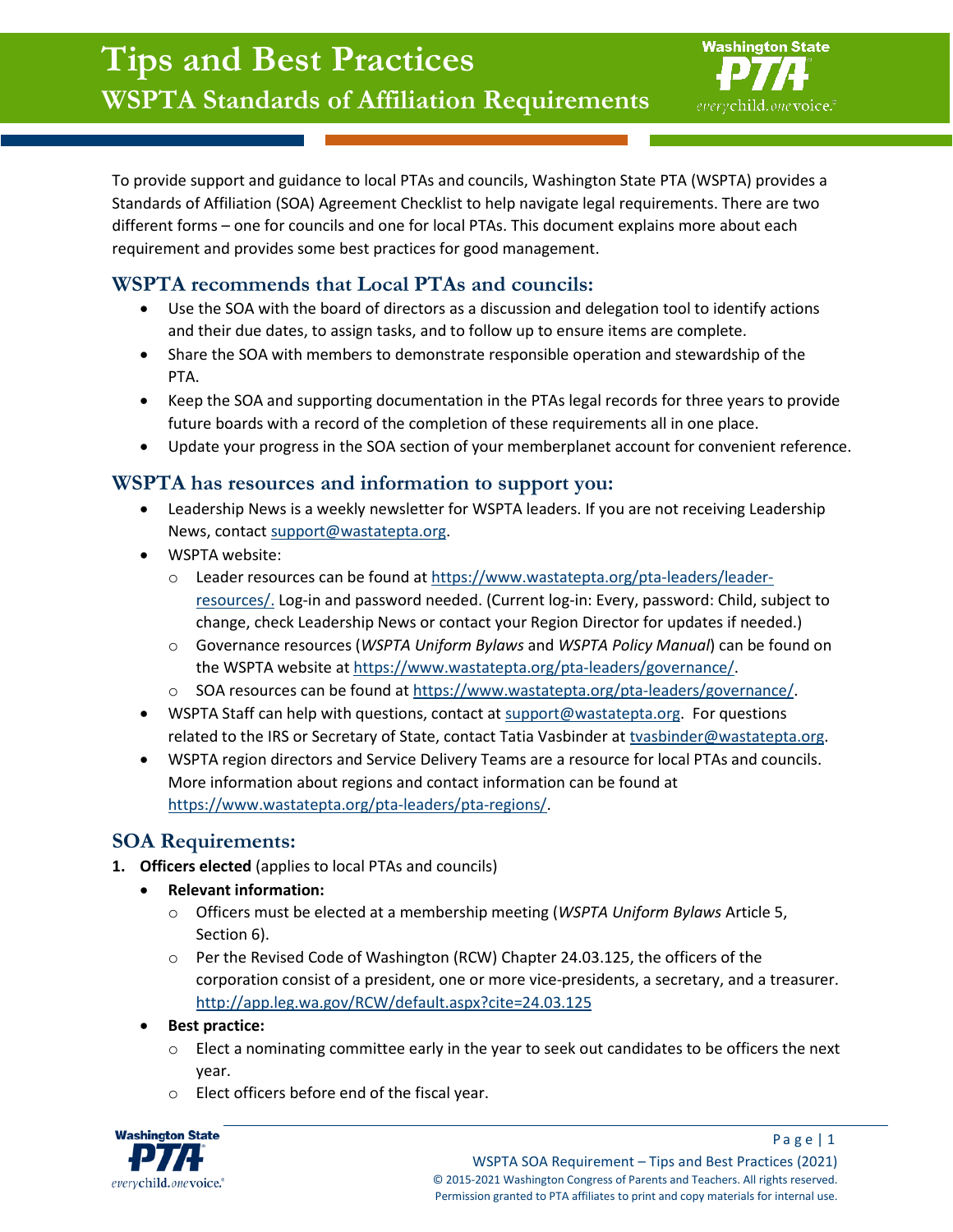# Tips and Best Practices

## WSPTA Standards of Affiliation Requirements

To provide support and guidance to local PTAs and councils, Washington State PTA (WSPTA) provides a Standards of Affiliation (SOA) Agreement Checklist to help navigate legal requirements. There are two different forms – one for councils and one for local PTAs. This document explains more about each requirement and provides some best practices for good management.

### WSPTA recommends that Local PTAs and councils:

- Use the SOA with the board of directors as a discussion and delegation tool to identify actions and their due dates, to assign tasks, and to follow up to ensure items are complete.
- Share the SOA with members to demonstrate responsible operation and stewardship of the PTA.
- Keep the SOA and supporting documentation in the PTAs legal records for three years to provide future boards with a record of the completion of these requirements all in one place.
- Update your progress in the SOA section of your memberplanet account for convenient reference.

### WSPTA has resources and information to support you:

- Leadership News is a weekly newsletter for WSPTA leaders. If you are not receiving Leadership News, contact support@wastatepta.org.
- WSPTA website:
  - Leader resources can be found at https://www.wastatepta.org/pta-leaders/leader-resources/. Log-in and password needed. (Current log-in: Every, password: Child, subject to change, check Leadership News or contact your Region Director for updates if needed.)
  - Governance resources (*WSPTA Uniform Bylaws* and *WSPTA Policy Manual*) can be found on the WSPTA website at https://www.wastatepta.org/pta-leaders/governance/.
  - SOA resources can be found at https://www.wastatepta.org/pta-leaders/governance/.
- WSPTA Staff can help with questions, contact at support@wastatepta.org. For questions related to the IRS or Secretary of State, contact Tatia Vasbinder at tvasbinder@wastatepta.org.
- WSPTA region directors and Service Delivery Teams are a resource for local PTAs and councils. More information about regions and contact information can be found at https://www.wastatepta.org/pta-leaders/pta-regions/.

### SOA Requirements:

1. **Officers elected** (applies to local PTAs and councils)
   - **Relevant information:**
     - Officers must be elected at a membership meeting (*WSPTA Uniform Bylaws* Article 5, Section 6).
     - Per the Revised Code of Washington (RCW) Chapter 24.03.125, the officers of the corporation consist of a president, one or more vice-presidents, a secretary, and a treasurer. http://app.leg.wa.gov/RCW/default.aspx?cite=24.03.125
   - **Best practice:**
     - Elect a nominating committee early in the year to seek out candidates to be officers the next year.
     - Elect officers before end of the fiscal year.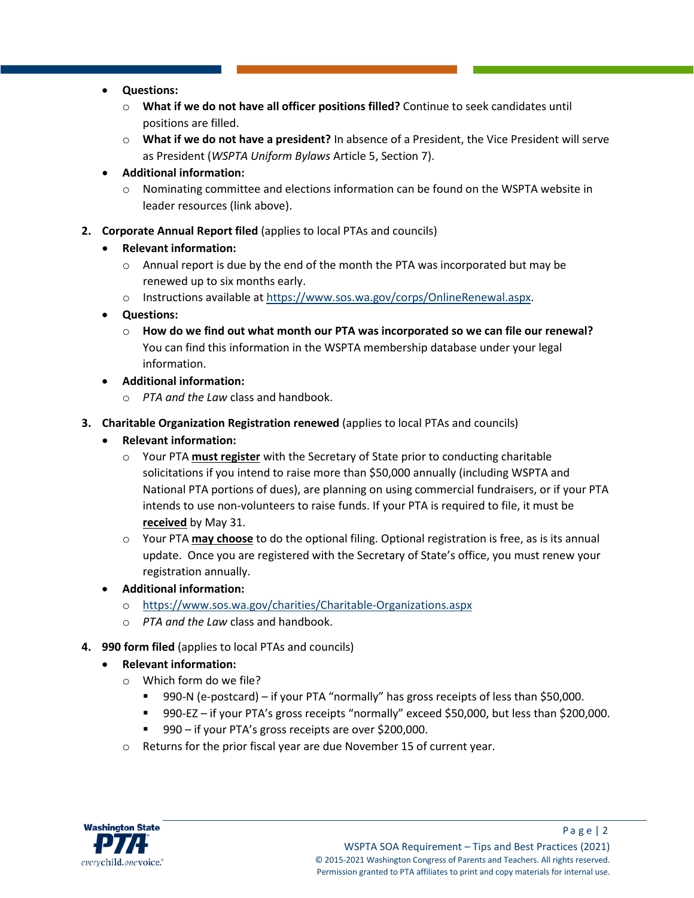- **Questions:**
  - **What if we do not have all officer positions filled?** Continue to seek candidates until positions are filled.
  - **What if we do not have a president?** In absence of a President, the Vice President will serve as President (*WSPTA Uniform Bylaws* Article 5, Section 7).
- **Additional information:**
  - Nominating committee and elections information can be found on the WSPTA website in leader resources (link above).

2. **Corporate Annual Report filed** (applies to local PTAs and councils)
   - **Relevant information:**
     - Annual report is due by the end of the month the PTA was incorporated but may be renewed up to six months early.
     - Instructions available at [https://www.sos.wa.gov/corps/OnlineRenewal.aspx](https://www.sos.wa.gov/corps/OnlineRenewal.aspx).
   - **Questions:**
     - **How do we find out what month our PTA was incorporated so we can file our renewal?** You can find this information in the WSPTA membership database under your legal information.
   - **Additional information:**
     - *PTA and the Law* class and handbook.

3. **Charitable Organization Registration renewed** (applies to local PTAs and councils)
   - **Relevant information:**
     - Your PTA **<u>must register</u>** with the Secretary of State prior to conducting charitable solicitations if you intend to raise more than $50,000 annually (including WSPTA and National PTA portions of dues), are planning on using commercial fundraisers, or if your PTA intends to use non-volunteers to raise funds. If your PTA is required to file, it must be **<u>received</u>** by May 31.
     - Your PTA **<u>may choose</u>** to do the optional filing. Optional registration is free, as is its annual update. Once you are registered with the Secretary of State's office, you must renew your registration annually.
   - **Additional information:**
     - [https://www.sos.wa.gov/charities/Charitable-Organizations.aspx](https://www.sos.wa.gov/charities/Charitable-Organizations.aspx)
     - *PTA and the Law* class and handbook.

4. **990 form filed** (applies to local PTAs and councils)
   - **Relevant information:**
     - Which form do we file?
       - 990-N (e-postcard) – if your PTA "normally" has gross receipts of less than $50,000.
       - 990-EZ – if your PTA's gross receipts "normally" exceed $50,000, but less than $200,000.
       - 990 – if your PTA's gross receipts are over $200,000.
     - Returns for the prior fiscal year are due November 15 of current year.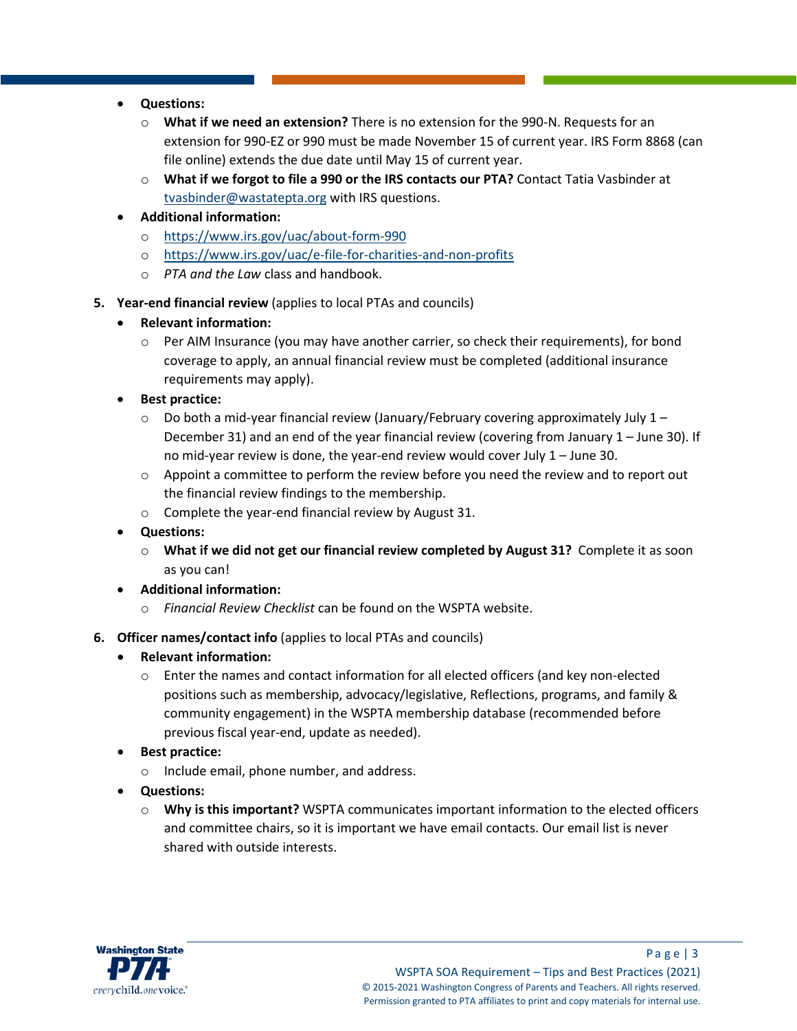- **Questions:**
  - **What if we need an extension?** There is no extension for the 990-N. Requests for an extension for 990-EZ or 990 must be made November 15 of current year. IRS Form 8868 (can file online) extends the due date until May 15 of current year.
  - **What if we forgot to file a 990 or the IRS contacts our PTA?** Contact Tatia Vasbinder at tvasbinder@wastatepta.org with IRS questions.
- **Additional information:**
  - https://www.irs.gov/uac/about-form-990
  - https://www.irs.gov/uac/e-file-for-charities-and-non-profits
  - *PTA and the Law* class and handbook.

5. **Year-end financial review** (applies to local PTAs and councils)
   - **Relevant information:**
     - Per AIM Insurance (you may have another carrier, so check their requirements), for bond coverage to apply, an annual financial review must be completed (additional insurance requirements may apply).
   - **Best practice:**
     - Do both a mid-year financial review (January/February covering approximately July 1 – December 31) and an end of the year financial review (covering from January 1 – June 30). If no mid-year review is done, the year-end review would cover July 1 – June 30.
     - Appoint a committee to perform the review before you need the review and to report out the financial review findings to the membership.
     - Complete the year-end financial review by August 31.
   - **Questions:**
     - **What if we did not get our financial review completed by August 31?** Complete it as soon as you can!
   - **Additional information:**
     - *Financial Review Checklist* can be found on the WSPTA website.

6. **Officer names/contact info** (applies to local PTAs and councils)
   - **Relevant information:**
     - Enter the names and contact information for all elected officers (and key non-elected positions such as membership, advocacy/legislative, Reflections, programs, and family & community engagement) in the WSPTA membership database (recommended before previous fiscal year-end, update as needed).
   - **Best practice:**
     - Include email, phone number, and address.
   - **Questions:**
     - **Why is this important?** WSPTA communicates important information to the elected officers and committee chairs, so it is important we have email contacts. Our email list is never shared with outside interests.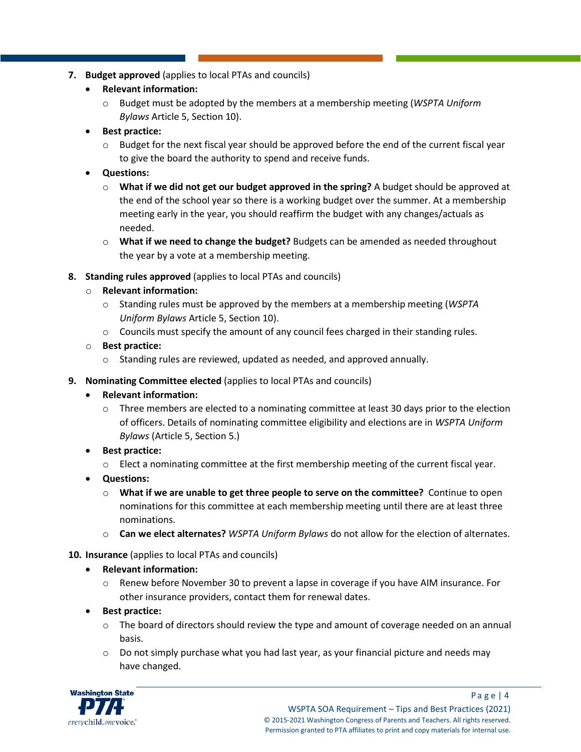7. **Budget approved** (applies to local PTAs and councils)
    - **Relevant information:**
        - Budget must be adopted by the members at a membership meeting (*WSPTA Uniform Bylaws* Article 5, Section 10).
    - **Best practice:**
        - Budget for the next fiscal year should be approved before the end of the current fiscal year to give the board the authority to spend and receive funds.
    - **Questions:**
        - **What if we did not get our budget approved in the spring?** A budget should be approved at the end of the school year so there is a working budget over the summer. At a membership meeting early in the year, you should reaffirm the budget with any changes/actuals as needed.
        - **What if we need to change the budget?** Budgets can be amended as needed throughout the year by a vote at a membership meeting.

8. **Standing rules approved** (applies to local PTAs and councils)
    - **Relevant information:**
        - Standing rules must be approved by the members at a membership meeting (*WSPTA Uniform Bylaws* Article 5, Section 10).
        - Councils must specify the amount of any council fees charged in their standing rules.
    - **Best practice:**
        - Standing rules are reviewed, updated as needed, and approved annually.

9. **Nominating Committee elected** (applies to local PTAs and councils)
    - **Relevant information:**
        - Three members are elected to a nominating committee at least 30 days prior to the election of officers. Details of nominating committee eligibility and elections are in *WSPTA Uniform Bylaws* (Article 5, Section 5.)
    - **Best practice:**
        - Elect a nominating committee at the first membership meeting of the current fiscal year.
    - **Questions:**
        - **What if we are unable to get three people to serve on the committee?** Continue to open nominations for this committee at each membership meeting until there are at least three nominations.
        - **Can we elect alternates?** *WSPTA Uniform Bylaws* do not allow for the election of alternates.

10. **Insurance** (applies to local PTAs and councils)
    - **Relevant information:**
        - Renew before November 30 to prevent a lapse in coverage if you have AIM insurance. For other insurance providers, contact them for renewal dates.
    - **Best practice:**
        - The board of directors should review the type and amount of coverage needed on an annual basis.
        - Do not simply purchase what you had last year, as your financial picture and needs may have changed.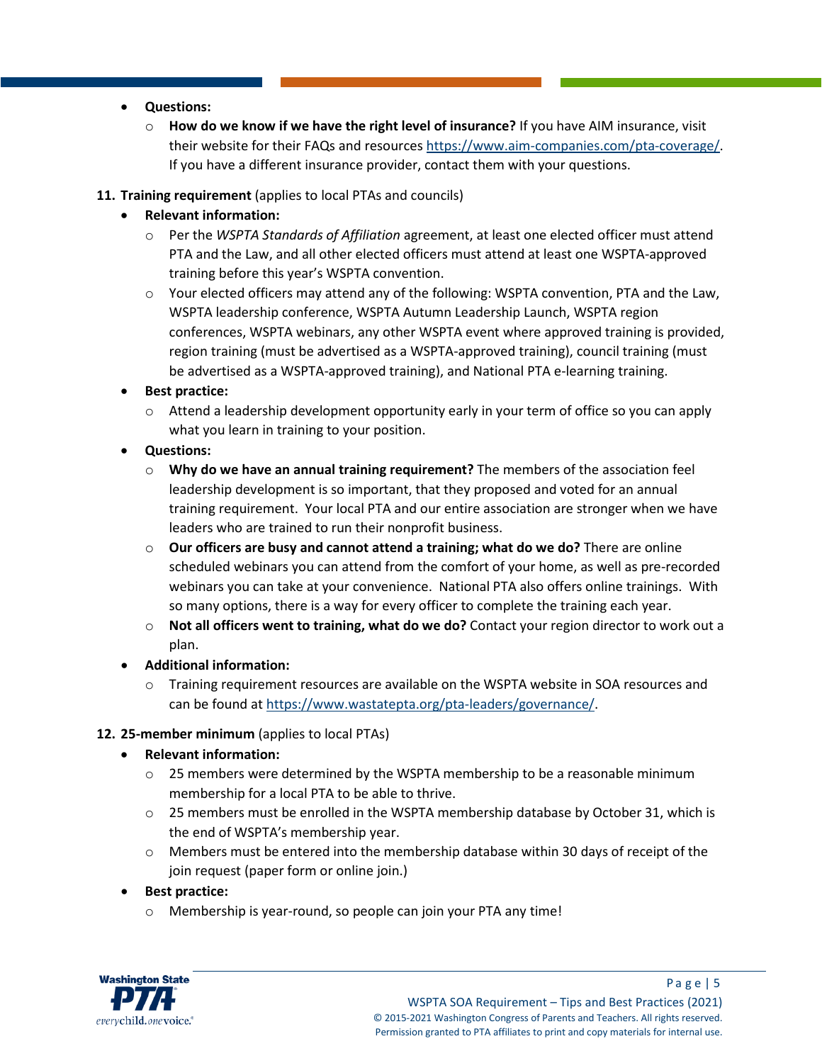- **Questions:**
    - **How do we know if we have the right level of insurance?** If you have AIM insurance, visit their website for their FAQs and resources https://www.aim-companies.com/pta-coverage/. If you have a different insurance provider, contact them with your questions.

11. **Training requirement** (applies to local PTAs and councils)
    - **Relevant information:**
        - Per the *WSPTA Standards of Affiliation* agreement, at least one elected officer must attend PTA and the Law, and all other elected officers must attend at least one WSPTA-approved training before this year's WSPTA convention.
        - Your elected officers may attend any of the following: WSPTA convention, PTA and the Law, WSPTA leadership conference, WSPTA Autumn Leadership Launch, WSPTA region conferences, WSPTA webinars, any other WSPTA event where approved training is provided, region training (must be advertised as a WSPTA-approved training), council training (must be advertised as a WSPTA-approved training), and National PTA e-learning training.
    - **Best practice:**
        - Attend a leadership development opportunity early in your term of office so you can apply what you learn in training to your position.
    - **Questions:**
        - **Why do we have an annual training requirement?** The members of the association feel leadership development is so important, that they proposed and voted for an annual training requirement. Your local PTA and our entire association are stronger when we have leaders who are trained to run their nonprofit business.
        - **Our officers are busy and cannot attend a training; what do we do?** There are online scheduled webinars you can attend from the comfort of your home, as well as pre-recorded webinars you can take at your convenience. National PTA also offers online trainings. With so many options, there is a way for every officer to complete the training each year.
        - **Not all officers went to training, what do we do?** Contact your region director to work out a plan.
    - **Additional information:**
        - Training requirement resources are available on the WSPTA website in SOA resources and can be found at https://www.wastatepta.org/pta-leaders/governance/.

12. **25-member minimum** (applies to local PTAs)
    - **Relevant information:**
        - 25 members were determined by the WSPTA membership to be a reasonable minimum membership for a local PTA to be able to thrive.
        - 25 members must be enrolled in the WSPTA membership database by October 31, which is the end of WSPTA's membership year.
        - Members must be entered into the membership database within 30 days of receipt of the join request (paper form or online join.)
    - **Best practice:**
        - Membership is year-round, so people can join your PTA any time!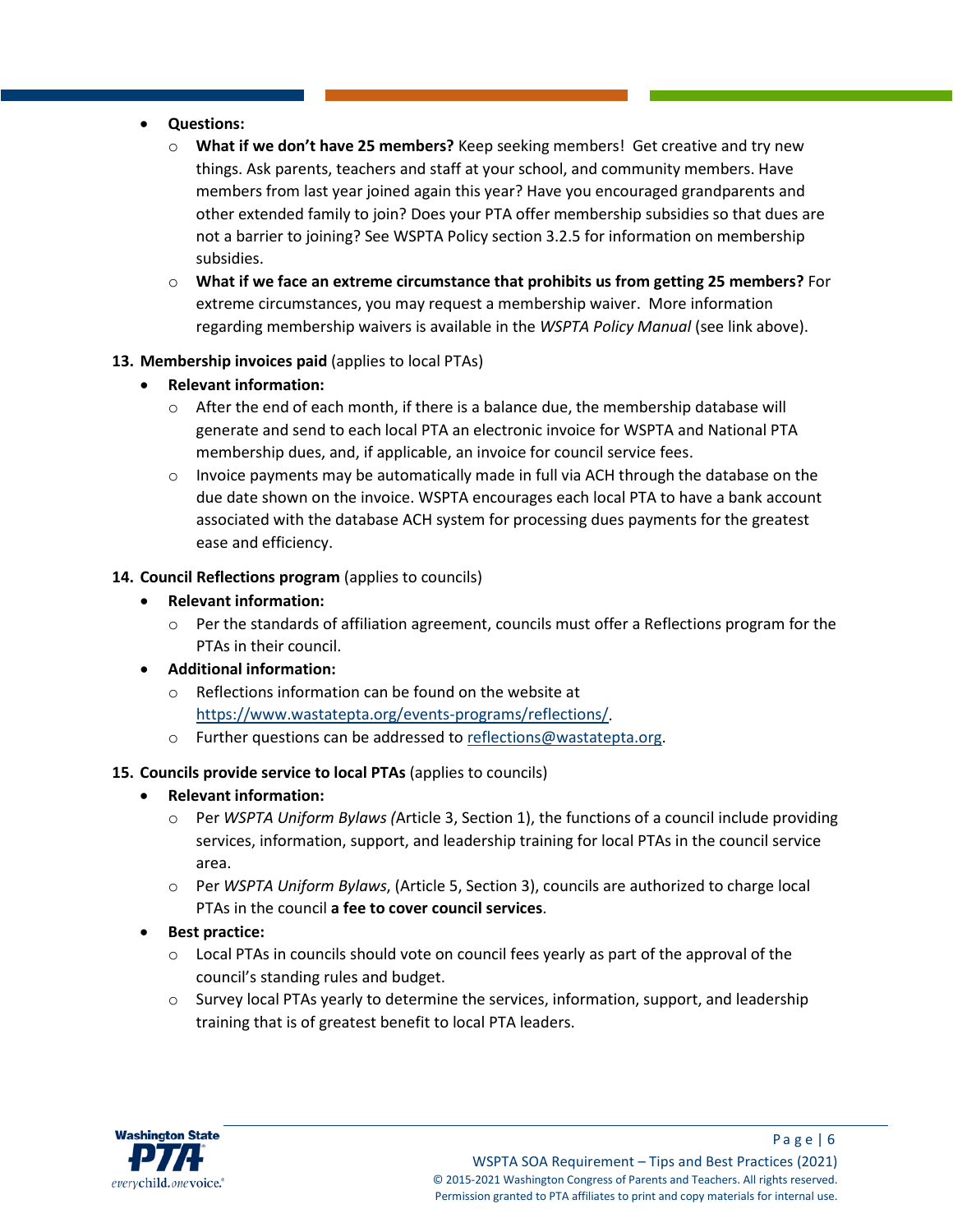- **Questions:**
  - **What if we don't have 25 members?** Keep seeking members! Get creative and try new things. Ask parents, teachers and staff at your school, and community members. Have members from last year joined again this year? Have you encouraged grandparents and other extended family to join? Does your PTA offer membership subsidies so that dues are not a barrier to joining? See WSPTA Policy section 3.2.5 for information on membership subsidies.
  - **What if we face an extreme circumstance that prohibits us from getting 25 members?** For extreme circumstances, you may request a membership waiver. More information regarding membership waivers is available in the *WSPTA Policy Manual* (see link above).

13. **Membership invoices paid** (applies to local PTAs)
    - **Relevant information:**
      - After the end of each month, if there is a balance due, the membership database will generate and send to each local PTA an electronic invoice for WSPTA and National PTA membership dues, and, if applicable, an invoice for council service fees.
      - Invoice payments may be automatically made in full via ACH through the database on the due date shown on the invoice. WSPTA encourages each local PTA to have a bank account associated with the database ACH system for processing dues payments for the greatest ease and efficiency.

14. **Council Reflections program** (applies to councils)
    - **Relevant information:**
      - Per the standards of affiliation agreement, councils must offer a Reflections program for the PTAs in their council.
    - **Additional information:**
      - Reflections information can be found on the website at https://www.wastatepta.org/events-programs/reflections/.
      - Further questions can be addressed to reflections@wastatepta.org.

15. **Councils provide service to local PTAs** (applies to councils)
    - **Relevant information:**
      - Per *WSPTA Uniform Bylaws (*Article 3, Section 1), the functions of a council include providing services, information, support, and leadership training for local PTAs in the council service area.
      - Per *WSPTA Uniform Bylaws*, (Article 5, Section 3), councils are authorized to charge local PTAs in the council **a fee to cover council services**.
    - **Best practice:**
      - Local PTAs in councils should vote on council fees yearly as part of the approval of the council's standing rules and budget.
      - Survey local PTAs yearly to determine the services, information, support, and leadership training that is of greatest benefit to local PTA leaders.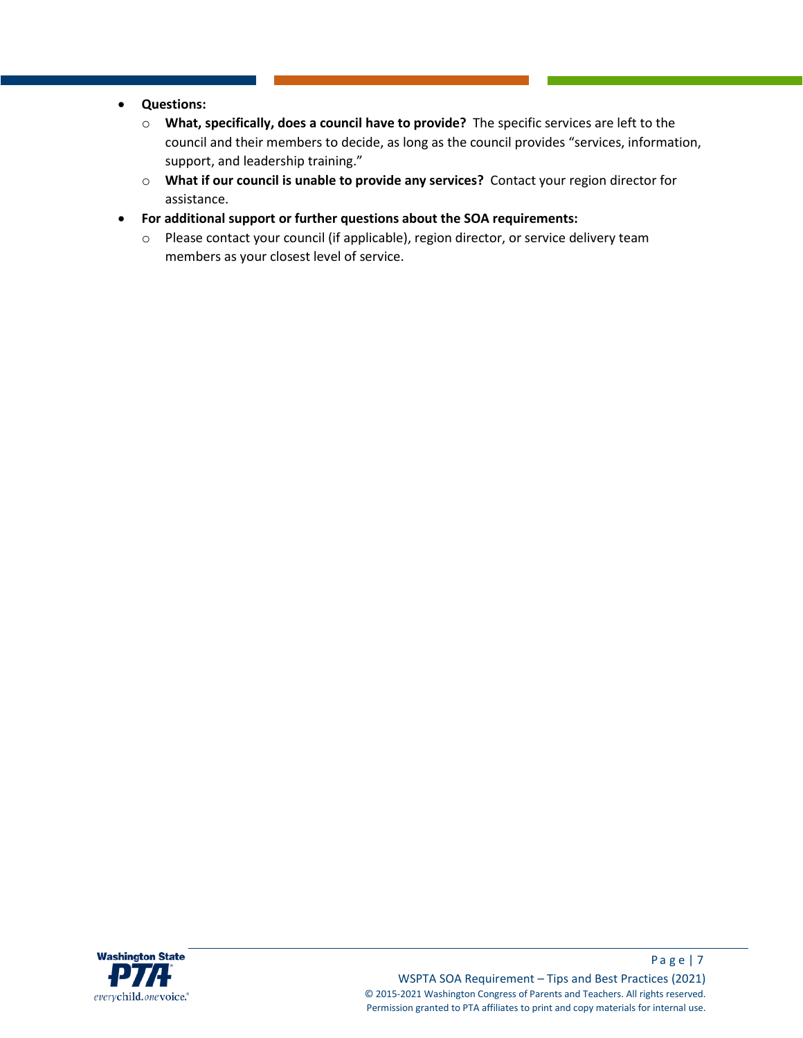- **Questions:**
  - **What, specifically, does a council have to provide?** The specific services are left to the council and their members to decide, as long as the council provides "services, information, support, and leadership training."
  - **What if our council is unable to provide any services?** Contact your region director for assistance.
- **For additional support or further questions about the SOA requirements:**
  - Please contact your council (if applicable), region director, or service delivery team members as your closest level of service.